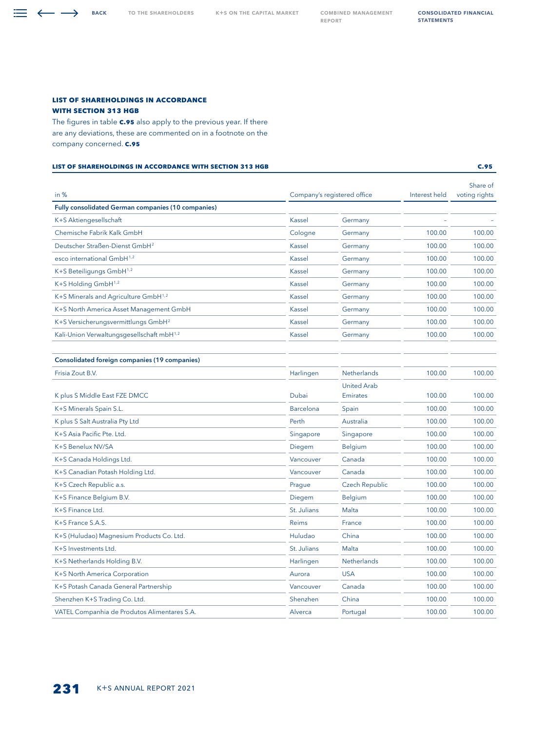### LIST OF SHAREHOLDINGS IN ACCORDANCE WITH SECTION 313 HGB

The figures in table **C.95** also apply to the previous year. If there are any deviations, these are commented on in a footnote on the company concerned. **C.95**

**LIST OF SHAREHOLDINGS IN ACCORDANCE WITH SECTION 313 HGB** **C.95**

| in % | Company's registered office | | Interest held | Share of voting rights |
|---|---|---|---|---|
| **Fully consolidated German companies (10 companies)** | | | | |
| K+S Aktiengesellschaft | Kassel | Germany | – | – |
| Chemische Fabrik Kalk GmbH | Cologne | Germany | 100.00 | 100.00 |
| Deutscher Straßen-Dienst GmbH[2] | Kassel | Germany | 100.00 | 100.00 |
| esco international GmbH[1,2] | Kassel | Germany | 100.00 | 100.00 |
| K+S Beteiligungs GmbH[1,2] | Kassel | Germany | 100.00 | 100.00 |
| K+S Holding GmbH[1,2] | Kassel | Germany | 100.00 | 100.00 |
| K+S Minerals and Agriculture GmbH[1,2] | Kassel | Germany | 100.00 | 100.00 |
| K+S North America Asset Management GmbH | Kassel | Germany | 100.00 | 100.00 |
| K+S Versicherungsvermittlungs GmbH[2] | Kassel | Germany | 100.00 | 100.00 |
| Kali-Union Verwaltungsgesellschaft mbH[1,2] | Kassel | Germany | 100.00 | 100.00 |
| | | | | |
| **Consolidated foreign companies (19 companies)** | | | | |
| Frisia Zout B.V. | Harlingen | Netherlands | 100.00 | 100.00 |
| K plus S Middle East FZE DMCC | Dubai | United Arab Emirates | 100.00 | 100.00 |
| K+S Minerals Spain S.L. | Barcelona | Spain | 100.00 | 100.00 |
| K plus S Salt Australia Pty Ltd | Perth | Australia | 100.00 | 100.00 |
| K+S Asia Pacific Pte. Ltd. | Singapore | Singapore | 100.00 | 100.00 |
| K+S Benelux NV/SA | Diegem | Belgium | 100.00 | 100.00 |
| K+S Canada Holdings Ltd. | Vancouver | Canada | 100.00 | 100.00 |
| K+S Canadian Potash Holding Ltd. | Vancouver | Canada | 100.00 | 100.00 |
| K+S Czech Republic a.s. | Prague | Czech Republic | 100.00 | 100.00 |
| K+S Finance Belgium B.V. | Diegem | Belgium | 100.00 | 100.00 |
| K+S Finance Ltd. | St. Julians | Malta | 100.00 | 100.00 |
| K+S France S.A.S. | Reims | France | 100.00 | 100.00 |
| K+S (Huludao) Magnesium Products Co. Ltd. | Huludao | China | 100.00 | 100.00 |
| K+S Investments Ltd. | St. Julians | Malta | 100.00 | 100.00 |
| K+S Netherlands Holding B.V. | Harlingen | Netherlands | 100.00 | 100.00 |
| K+S North America Corporation | Aurora | USA | 100.00 | 100.00 |
| K+S Potash Canada General Partnership | Vancouver | Canada | 100.00 | 100.00 |
| Shenzhen K+S Trading Co. Ltd. | Shenzhen | China | 100.00 | 100.00 |
| VATEL Companhia de Produtos Alimentares S.A. | Alverca | Portugal | 100.00 | 100.00 |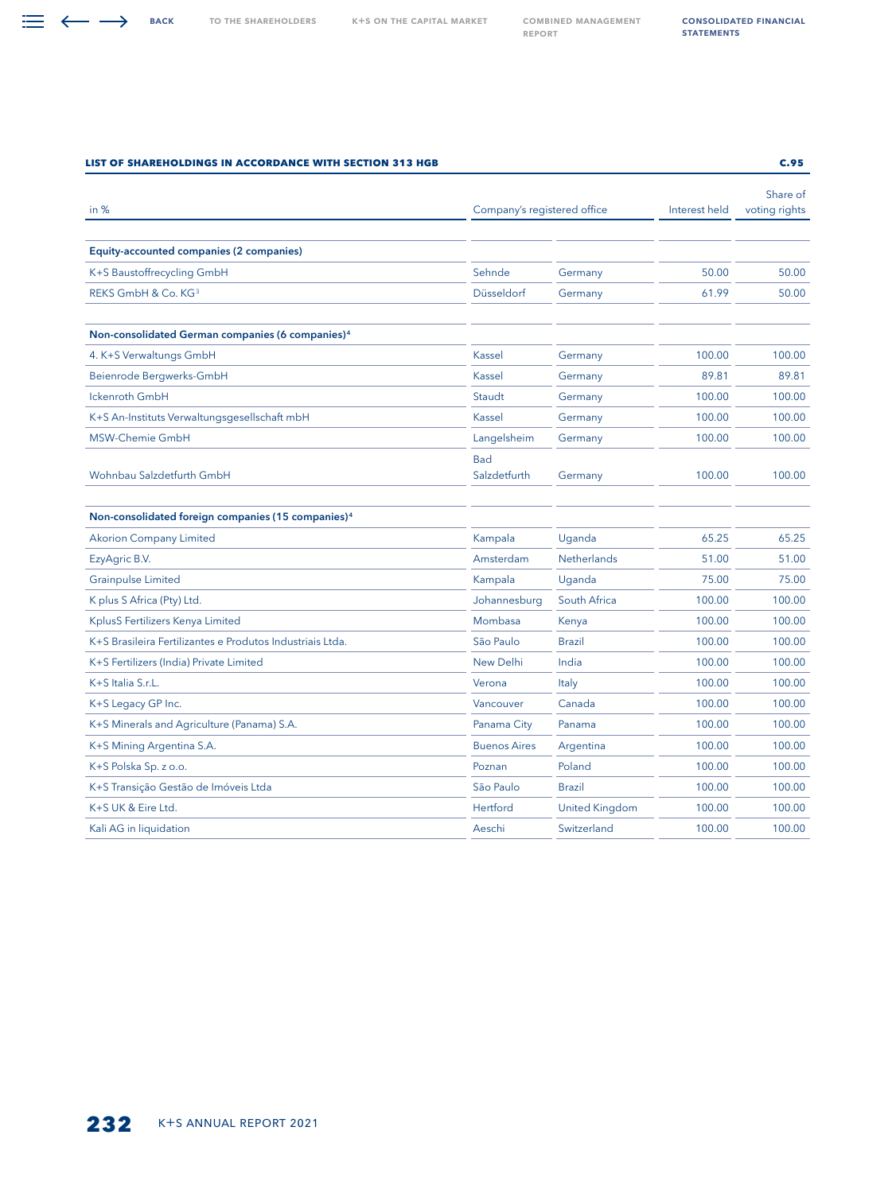**LIST OF SHAREHOLDINGS IN ACCORDANCE WITH SECTION 313 HGB** — C.95

| in % | Company's registered office | | Interest held | Share of voting rights |
|---|---|---|---|---|
| **Equity-accounted companies (2 companies)** | | | | |
| K+S Baustoffrecycling GmbH | Sehnde | Germany | 50.00 | 50.00 |
| REKS GmbH & Co. KG[3] | Düsseldorf | Germany | 61.99 | 50.00 |
| **Non-consolidated German companies (6 companies)[4]** | | | | |
| 4. K+S Verwaltungs GmbH | Kassel | Germany | 100.00 | 100.00 |
| Beienrode Bergwerks-GmbH | Kassel | Germany | 89.81 | 89.81 |
| Ickenroth GmbH | Staudt | Germany | 100.00 | 100.00 |
| K+S An-Instituts Verwaltungsgesellschaft mbH | Kassel | Germany | 100.00 | 100.00 |
| MSW-Chemie GmbH | Langelsheim | Germany | 100.00 | 100.00 |
| Wohnbau Salzdetfurth GmbH | Bad Salzdetfurth | Germany | 100.00 | 100.00 |
| **Non-consolidated foreign companies (15 companies)[4]** | | | | |
| Akorion Company Limited | Kampala | Uganda | 65.25 | 65.25 |
| EzyAgric B.V. | Amsterdam | Netherlands | 51.00 | 51.00 |
| Grainpulse Limited | Kampala | Uganda | 75.00 | 75.00 |
| K plus S Africa (Pty) Ltd. | Johannesburg | South Africa | 100.00 | 100.00 |
| KplusS Fertilizers Kenya Limited | Mombasa | Kenya | 100.00 | 100.00 |
| K+S Brasileira Fertilizantes e Produtos Industriais Ltda. | São Paulo | Brazil | 100.00 | 100.00 |
| K+S Fertilizers (India) Private Limited | New Delhi | India | 100.00 | 100.00 |
| K+S Italia S.r.L. | Verona | Italy | 100.00 | 100.00 |
| K+S Legacy GP Inc. | Vancouver | Canada | 100.00 | 100.00 |
| K+S Minerals and Agriculture (Panama) S.A. | Panama City | Panama | 100.00 | 100.00 |
| K+S Mining Argentina S.A. | Buenos Aires | Argentina | 100.00 | 100.00 |
| K+S Polska Sp. z o.o. | Poznan | Poland | 100.00 | 100.00 |
| K+S Transição Gestão de Imóveis Ltda | São Paulo | Brazil | 100.00 | 100.00 |
| K+S UK & Eire Ltd. | Hertford | United Kingdom | 100.00 | 100.00 |
| Kali AG in liquidation | Aeschi | Switzerland | 100.00 | 100.00 |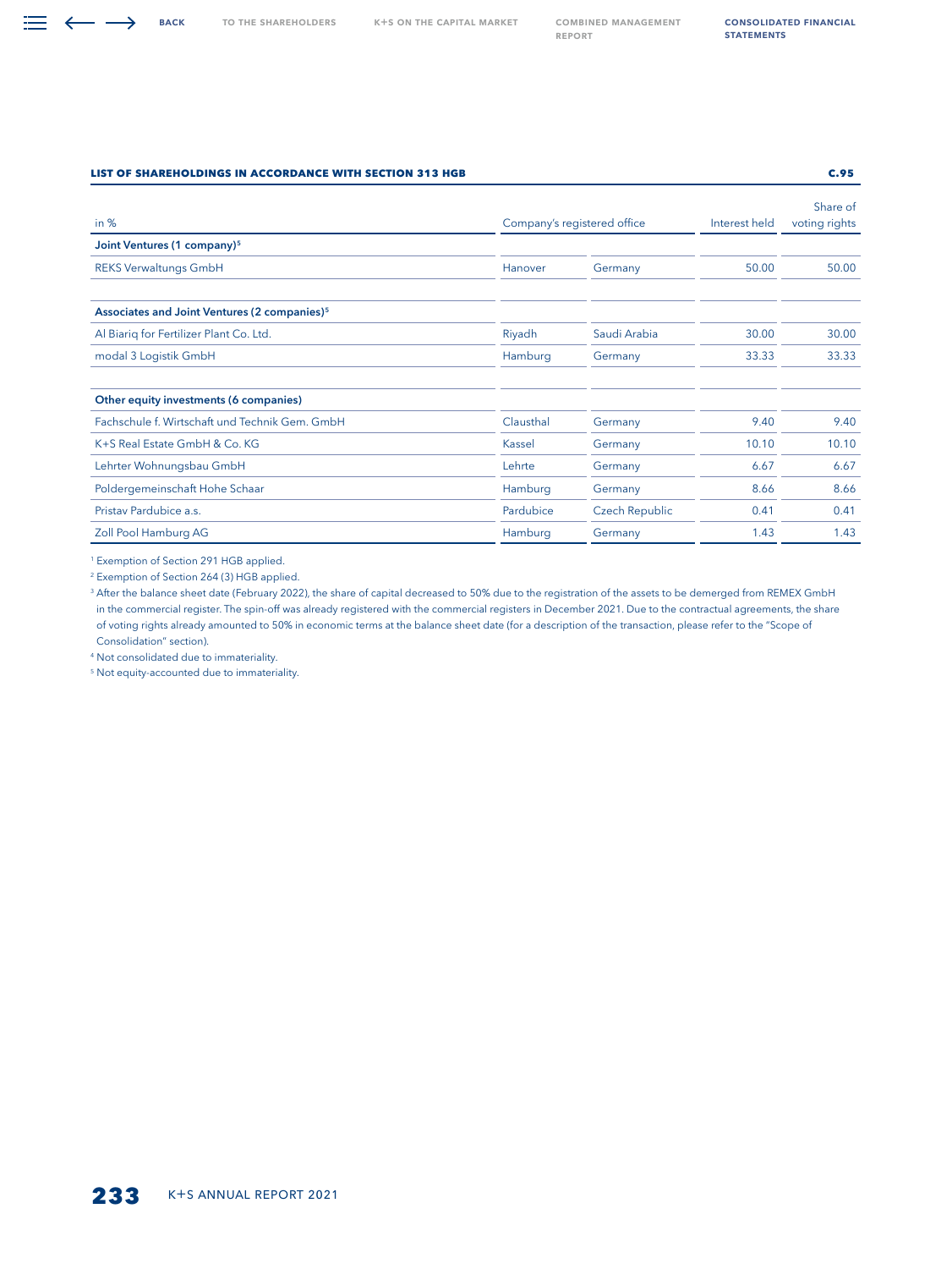**LIST OF SHAREHOLDINGS IN ACCORDANCE WITH SECTION 313 HGB** C.95

| in % | Company's registered office | | Interest held | Share of voting rights |
|---|---|---|---|---|
| **Joint Ventures (1 company)**[5] | | | | |
| REKS Verwaltungs GmbH | Hanover | Germany | 50.00 | 50.00 |
| | | | | |
| **Associates and Joint Ventures (2 companies)**[5] | | | | |
| Al Biariq for Fertilizer Plant Co. Ltd. | Riyadh | Saudi Arabia | 30.00 | 30.00 |
| modal 3 Logistik GmbH | Hamburg | Germany | 33.33 | 33.33 |
| | | | | |
| **Other equity investments (6 companies)** | | | | |
| Fachschule f. Wirtschaft und Technik Gem. GmbH | Clausthal | Germany | 9.40 | 9.40 |
| K+S Real Estate GmbH & Co. KG | Kassel | Germany | 10.10 | 10.10 |
| Lehrter Wohnungsbau GmbH | Lehrte | Germany | 6.67 | 6.67 |
| Poldergemeinschaft Hohe Schaar | Hamburg | Germany | 8.66 | 8.66 |
| Pristav Pardubice a.s. | Pardubice | Czech Republic | 0.41 | 0.41 |
| Zoll Pool Hamburg AG | Hamburg | Germany | 1.43 | 1.43 |

[1] Exemption of Section 291 HGB applied.

[2] Exemption of Section 264 (3) HGB applied.

[3] After the balance sheet date (February 2022), the share of capital decreased to 50% due to the registration of the assets to be demerged from REMEX GmbH in the commercial register. The spin-off was already registered with the commercial registers in December 2021. Due to the contractual agreements, the share of voting rights already amounted to 50% in economic terms at the balance sheet date (for a description of the transaction, please refer to the "Scope of Consolidation" section).

[4] Not consolidated due to immateriality.

[5] Not equity-accounted due to immateriality.